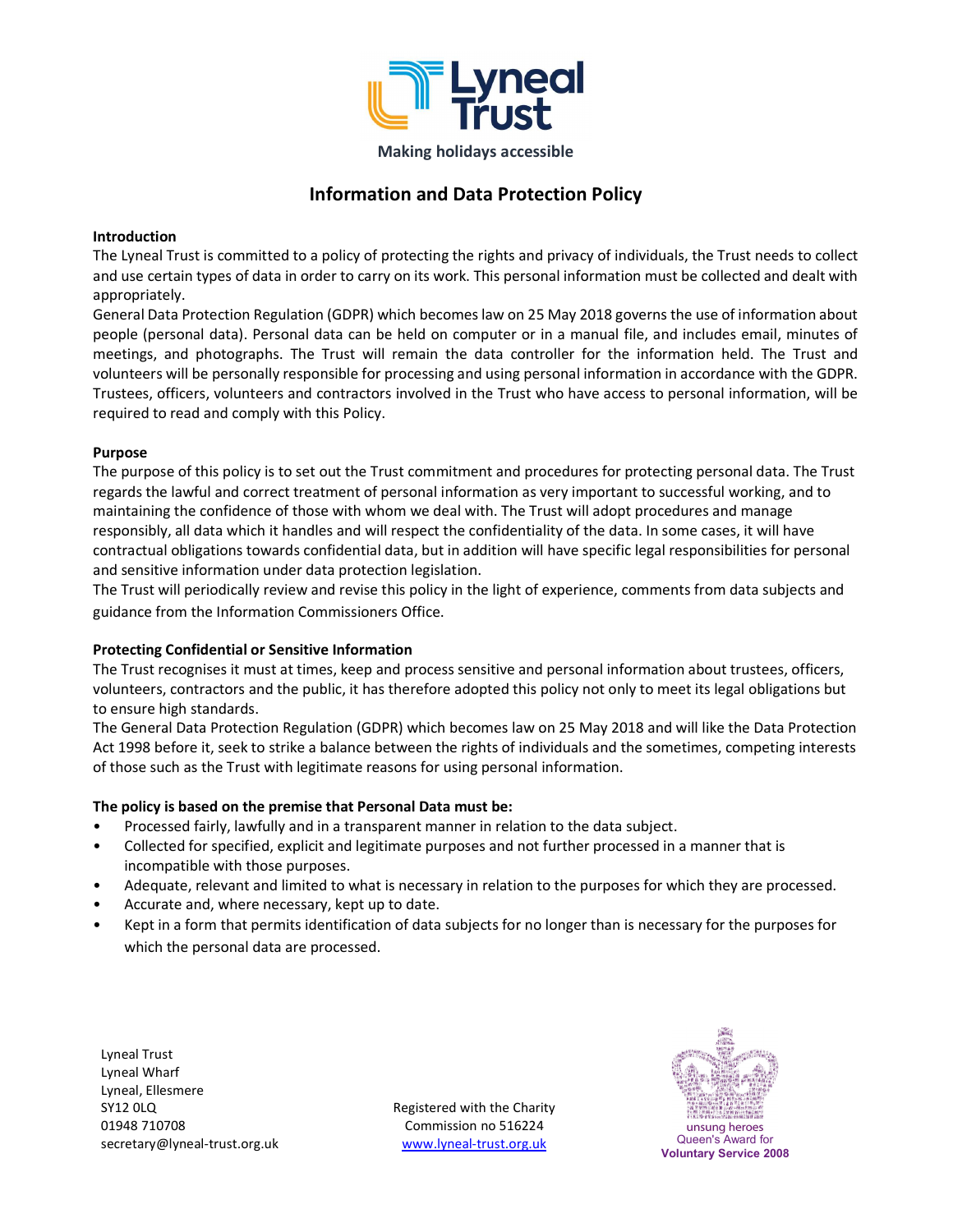Lyneal Trust

Making holidays accessible

# Information and Data Protection Policy

**Introduction**

The Lyneal Trust is committed to a policy of protecting the rights and privacy of individuals, the Trust needs to collect and use certain types of data in order to carry on its work. This personal information must be collected and dealt with appropriately.

General Data Protection Regulation (GDPR) which becomes law on 25 May 2018 governs the use of information about people (personal data). Personal data can be held on computer or in a manual file, and includes email, minutes of meetings, and photographs. The Trust will remain the data controller for the information held. The Trust and volunteers will be personally responsible for processing and using personal information in accordance with the GDPR. Trustees, officers, volunteers and contractors involved in the Trust who have access to personal information, will be required to read and comply with this Policy.

**Purpose**

The purpose of this policy is to set out the Trust commitment and procedures for protecting personal data. The Trust regards the lawful and correct treatment of personal information as very important to successful working, and to maintaining the confidence of those with whom we deal with. The Trust will adopt procedures and manage responsibly, all data which it handles and will respect the confidentiality of the data. In some cases, it will have contractual obligations towards confidential data, but in addition will have specific legal responsibilities for personal and sensitive information under data protection legislation.

The Trust will periodically review and revise this policy in the light of experience, comments from data subjects and guidance from the Information Commissioners Office.

**Protecting Confidential or Sensitive Information**

The Trust recognises it must at times, keep and process sensitive and personal information about trustees, officers, volunteers, contractors and the public, it has therefore adopted this policy not only to meet its legal obligations but to ensure high standards.

The General Data Protection Regulation (GDPR) which becomes law on 25 May 2018 and will like the Data Protection Act 1998 before it, seek to strike a balance between the rights of individuals and the sometimes, competing interests of those such as the Trust with legitimate reasons for using personal information.

**The policy is based on the premise that Personal Data must be:**

- Processed fairly, lawfully and in a transparent manner in relation to the data subject.
- Collected for specified, explicit and legitimate purposes and not further processed in a manner that is incompatible with those purposes.
- Adequate, relevant and limited to what is necessary in relation to the purposes for which they are processed.
- Accurate and, where necessary, kept up to date.
- Kept in a form that permits identification of data subjects for no longer than is necessary for the purposes for which the personal data are processed.

Lyneal Trust
Lyneal Wharf
Lyneal, Ellesmere
SY12 0LQ
01948 710708
secretary@lyneal-trust.org.uk

Registered with the Charity Commission no 516224
www.lyneal-trust.org.uk

unsung heroes
Queen's Award for
Voluntary Service 2008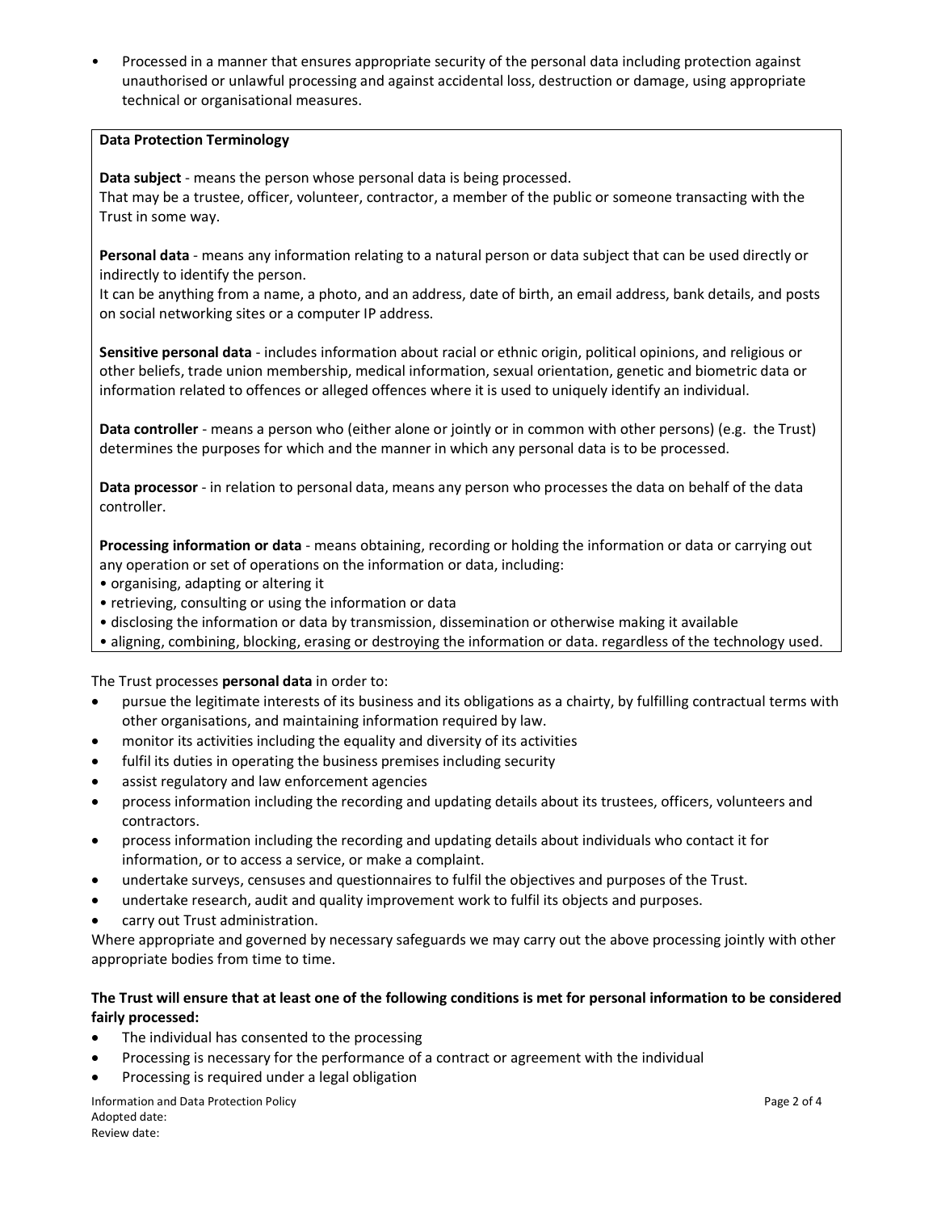- Processed in a manner that ensures appropriate security of the personal data including protection against unauthorised or unlawful processing and against accidental loss, destruction or damage, using appropriate technical or organisational measures.

**Data Protection Terminology**

**Data subject** - means the person whose personal data is being processed.
That may be a trustee, officer, volunteer, contractor, a member of the public or someone transacting with the Trust in some way.

**Personal data** - means any information relating to a natural person or data subject that can be used directly or indirectly to identify the person.
It can be anything from a name, a photo, and an address, date of birth, an email address, bank details, and posts on social networking sites or a computer IP address.

**Sensitive personal data** - includes information about racial or ethnic origin, political opinions, and religious or other beliefs, trade union membership, medical information, sexual orientation, genetic and biometric data or information related to offences or alleged offences where it is used to uniquely identify an individual.

**Data controller** - means a person who (either alone or jointly or in common with other persons) (e.g. the Trust) determines the purposes for which and the manner in which any personal data is to be processed.

**Data processor** - in relation to personal data, means any person who processes the data on behalf of the data controller.

**Processing information or data** - means obtaining, recording or holding the information or data or carrying out any operation or set of operations on the information or data, including:

- organising, adapting or altering it
- retrieving, consulting or using the information or data
- disclosing the information or data by transmission, dissemination or otherwise making it available
- aligning, combining, blocking, erasing or destroying the information or data. regardless of the technology used.

The Trust processes **personal data** in order to:

- pursue the legitimate interests of its business and its obligations as a charity, by fulfilling contractual terms with other organisations, and maintaining information required by law.
- monitor its activities including the equality and diversity of its activities
- fulfil its duties in operating the business premises including security
- assist regulatory and law enforcement agencies
- process information including the recording and updating details about its trustees, officers, volunteers and contractors.
- process information including the recording and updating details about individuals who contact it for information, or to access a service, or make a complaint.
- undertake surveys, censuses and questionnaires to fulfil the objectives and purposes of the Trust.
- undertake research, audit and quality improvement work to fulfil its objects and purposes.
- carry out Trust administration.

Where appropriate and governed by necessary safeguards we may carry out the above processing jointly with other appropriate bodies from time to time.

**The Trust will ensure that at least one of the following conditions is met for personal information to be considered fairly processed:**

- The individual has consented to the processing
- Processing is necessary for the performance of a contract or agreement with the individual
- Processing is required under a legal obligation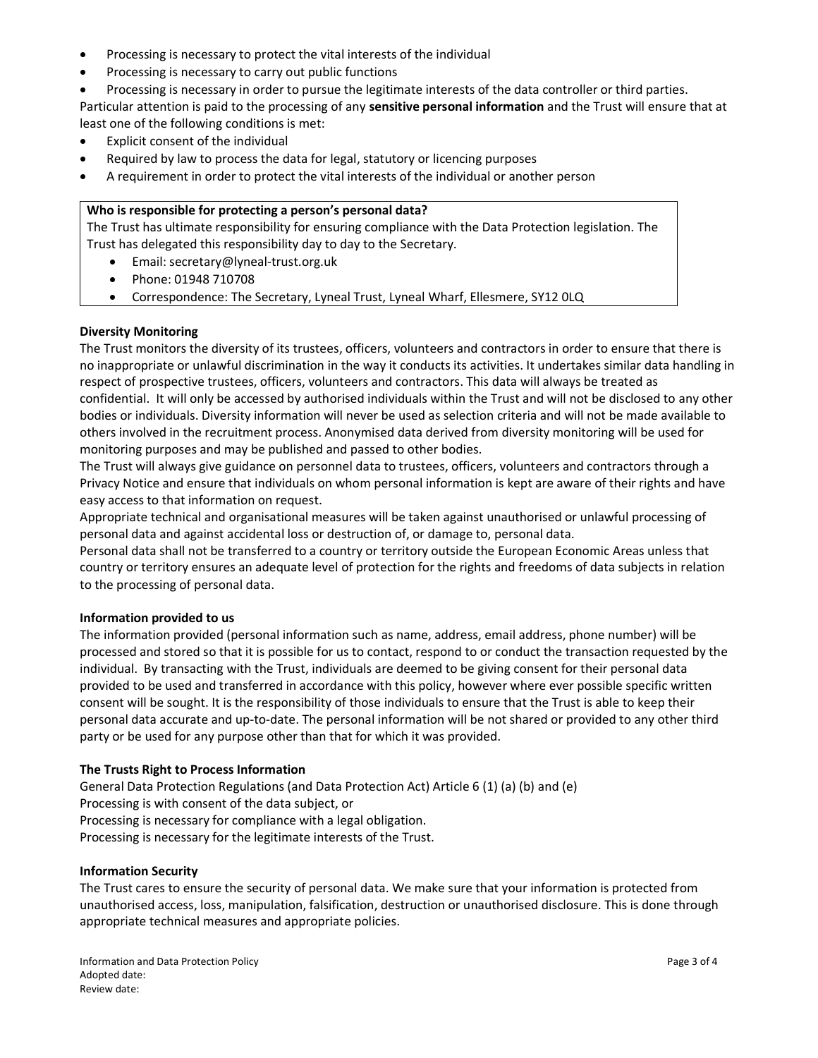- Processing is necessary to protect the vital interests of the individual
- Processing is necessary to carry out public functions
- Processing is necessary in order to pursue the legitimate interests of the data controller or third parties.

Particular attention is paid to the processing of any **sensitive personal information** and the Trust will ensure that at least one of the following conditions is met:

- Explicit consent of the individual
- Required by law to process the data for legal, statutory or licencing purposes
- A requirement in order to protect the vital interests of the individual or another person

**Who is responsible for protecting a person's personal data?**

The Trust has ultimate responsibility for ensuring compliance with the Data Protection legislation. The Trust has delegated this responsibility day to day to the Secretary.

- Email: secretary@lyneal-trust.org.uk
- Phone: 01948 710708
- Correspondence: The Secretary, Lyneal Trust, Lyneal Wharf, Ellesmere, SY12 0LQ

**Diversity Monitoring**

The Trust monitors the diversity of its trustees, officers, volunteers and contractors in order to ensure that there is no inappropriate or unlawful discrimination in the way it conducts its activities. It undertakes similar data handling in respect of prospective trustees, officers, volunteers and contractors. This data will always be treated as confidential. It will only be accessed by authorised individuals within the Trust and will not be disclosed to any other bodies or individuals. Diversity information will never be used as selection criteria and will not be made available to others involved in the recruitment process. Anonymised data derived from diversity monitoring will be used for monitoring purposes and may be published and passed to other bodies.

The Trust will always give guidance on personnel data to trustees, officers, volunteers and contractors through a Privacy Notice and ensure that individuals on whom personal information is kept are aware of their rights and have easy access to that information on request.

Appropriate technical and organisational measures will be taken against unauthorised or unlawful processing of personal data and against accidental loss or destruction of, or damage to, personal data.

Personal data shall not be transferred to a country or territory outside the European Economic Areas unless that country or territory ensures an adequate level of protection for the rights and freedoms of data subjects in relation to the processing of personal data.

**Information provided to us**

The information provided (personal information such as name, address, email address, phone number) will be processed and stored so that it is possible for us to contact, respond to or conduct the transaction requested by the individual. By transacting with the Trust, individuals are deemed to be giving consent for their personal data provided to be used and transferred in accordance with this policy, however where ever possible specific written consent will be sought. It is the responsibility of those individuals to ensure that the Trust is able to keep their personal data accurate and up-to-date. The personal information will be not shared or provided to any other third party or be used for any purpose other than that for which it was provided.

**The Trusts Right to Process Information**

General Data Protection Regulations (and Data Protection Act) Article 6 (1) (a) (b) and (e)

Processing is with consent of the data subject, or

Processing is necessary for compliance with a legal obligation.

Processing is necessary for the legitimate interests of the Trust.

**Information Security**

The Trust cares to ensure the security of personal data. We make sure that your information is protected from unauthorised access, loss, manipulation, falsification, destruction or unauthorised disclosure. This is done through appropriate technical measures and appropriate policies.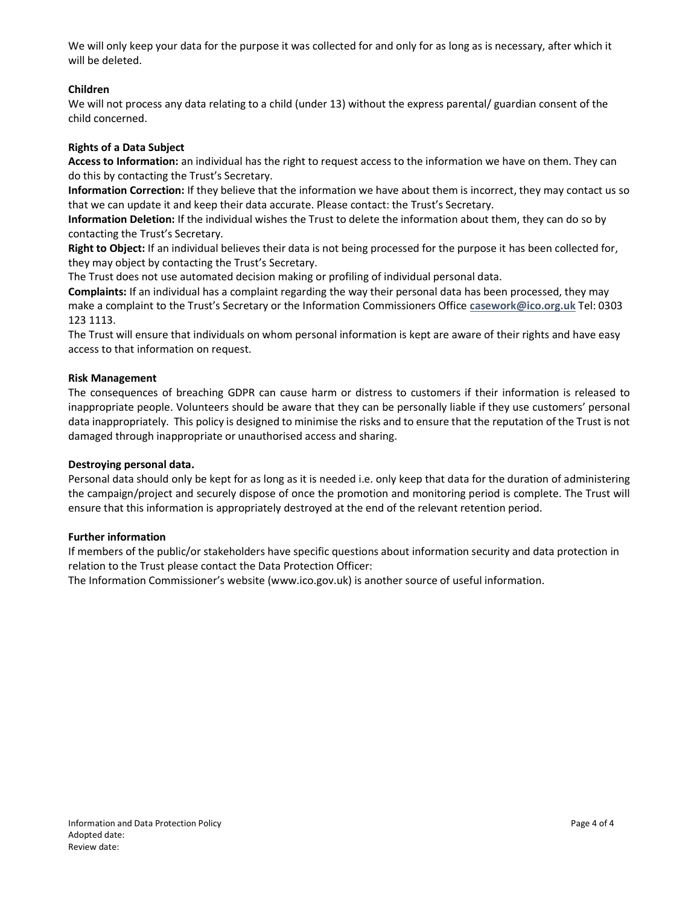We will only keep your data for the purpose it was collected for and only for as long as is necessary, after which it will be deleted.

**Children**

We will not process any data relating to a child (under 13) without the express parental/ guardian consent of the child concerned.

**Rights of a Data Subject**

**Access to Information:** an individual has the right to request access to the information we have on them. They can do this by contacting the Trust's Secretary.

**Information Correction:** If they believe that the information we have about them is incorrect, they may contact us so that we can update it and keep their data accurate. Please contact: the Trust's Secretary.

**Information Deletion:** If the individual wishes the Trust to delete the information about them, they can do so by contacting the Trust's Secretary.

**Right to Object:** If an individual believes their data is not being processed for the purpose it has been collected for, they may object by contacting the Trust's Secretary.

The Trust does not use automated decision making or profiling of individual personal data.

**Complaints:** If an individual has a complaint regarding the way their personal data has been processed, they may make a complaint to the Trust's Secretary or the Information Commissioners Office **casework@ico.org.uk** Tel: 0303 123 1113.

The Trust will ensure that individuals on whom personal information is kept are aware of their rights and have easy access to that information on request.

**Risk Management**

The consequences of breaching GDPR can cause harm or distress to customers if their information is released to inappropriate people. Volunteers should be aware that they can be personally liable if they use customers' personal data inappropriately. This policy is designed to minimise the risks and to ensure that the reputation of the Trust is not damaged through inappropriate or unauthorised access and sharing.

**Destroying personal data.**

Personal data should only be kept for as long as it is needed i.e. only keep that data for the duration of administering the campaign/project and securely dispose of once the promotion and monitoring period is complete. The Trust will ensure that this information is appropriately destroyed at the end of the relevant retention period.

**Further information**

If members of the public/or stakeholders have specific questions about information security and data protection in relation to the Trust please contact the Data Protection Officer:

The Information Commissioner's website (www.ico.gov.uk) is another source of useful information.

Information and Data Protection Policy
Adopted date:
Review date: